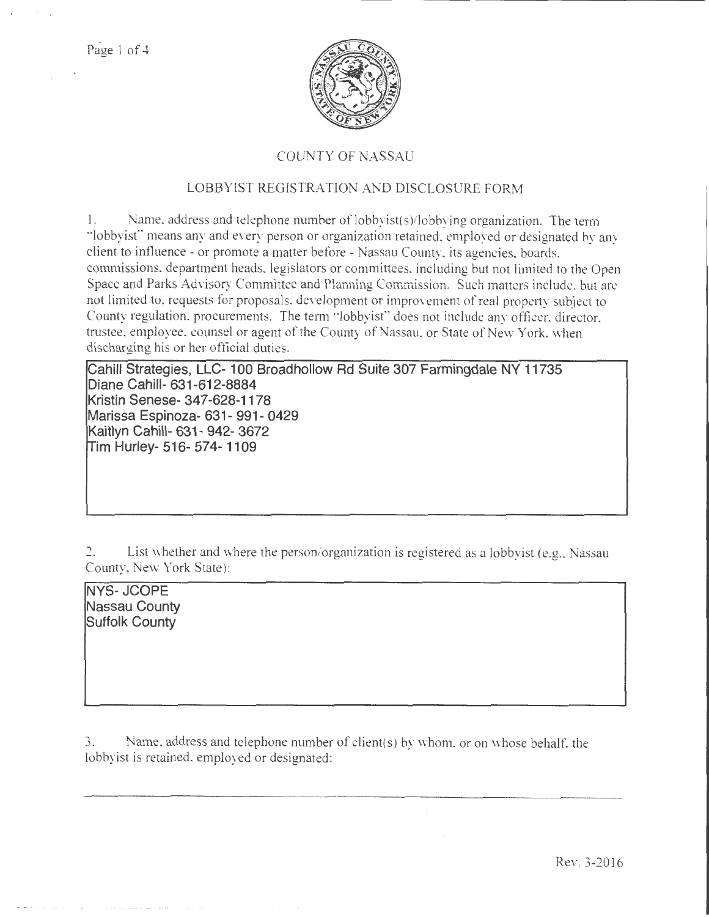# COUNTY OF NASSAU

## LOBBYIST REGISTRATION AND DISCLOSURE FORM

1. Name, address and telephone number of lobbyist(s)/lobbying organization. The term "lobbyist" means any and every person or organization retained, employed or designated by any client to influence - or promote a matter before - Nassau County, its agencies, boards, commissions, department heads, legislators or committees, including but not limited to the Open Space and Parks Advisory Committee and Planning Commission. Such matters include, but are not limited to, requests for proposals, development or improvement of real property subject to County regulation, procurements. The term "lobbyist" does not include any officer, director, trustee, employee, counsel or agent of the County of Nassau, or State of New York, when discharging his or her official duties.

Cahill Strategies, LLC- 100 Broadhollow Rd Suite 307 Farmingdale NY 11735
Diane Cahill- 631-612-8884
Kristin Senese- 347-628-1178
Marissa Espinoza- 631- 991- 0429
Kaitlyn Cahill- 631- 942- 3672
Tim Hurley- 516- 574- 1109

2. List whether and where the person/organization is registered as a lobbyist (e.g., Nassau County, New York State):

NYS- JCOPE
Nassau County
Suffolk County

3. Name, address and telephone number of client(s) by whom, or on whose behalf, the lobbyist is retained, employed or designated:

Rev. 3-2016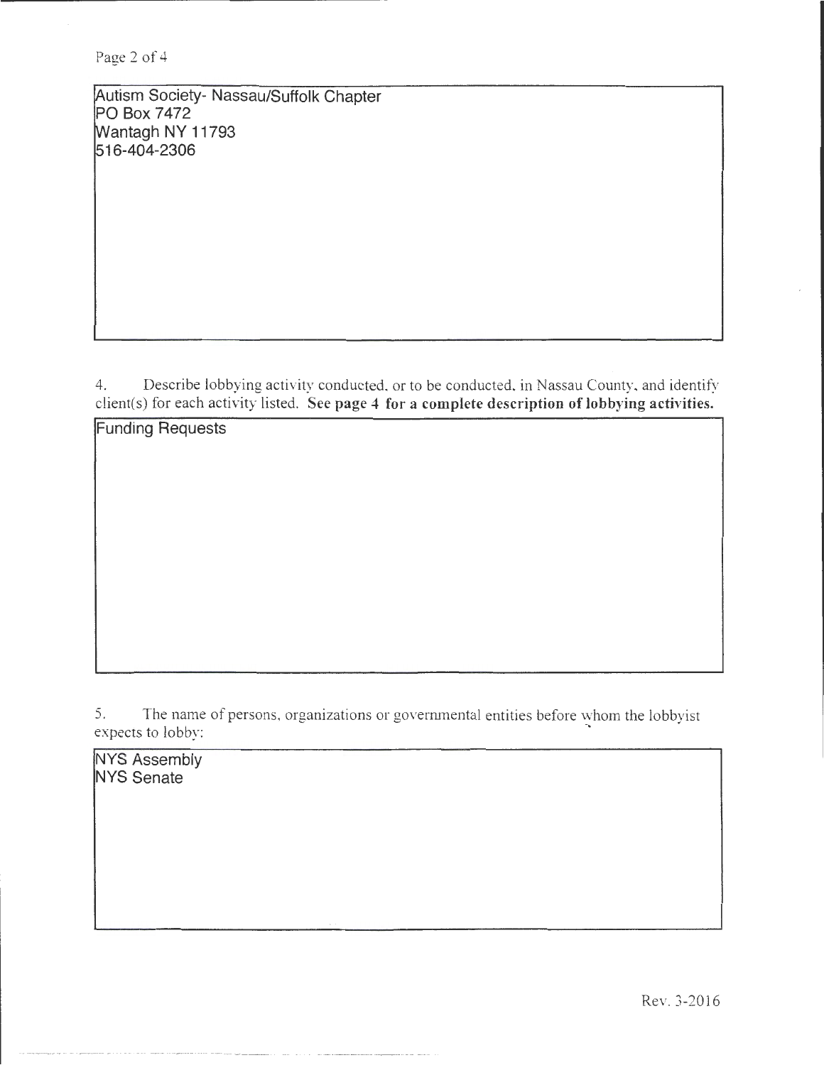Autism Society- Nassau/Suffolk Chapter
PO Box 7472
Wantagh NY 11793
516-404-2306

4. Describe lobbying activity conducted, or to be conducted, in Nassau County, and identify client(s) for each activity listed. **See page 4 for a complete description of lobbying activities.**

Funding Requests

5. The name of persons, organizations or governmental entities before whom the lobbyist expects to lobby:

NYS Assembly
NYS Senate

Rev. 3-2016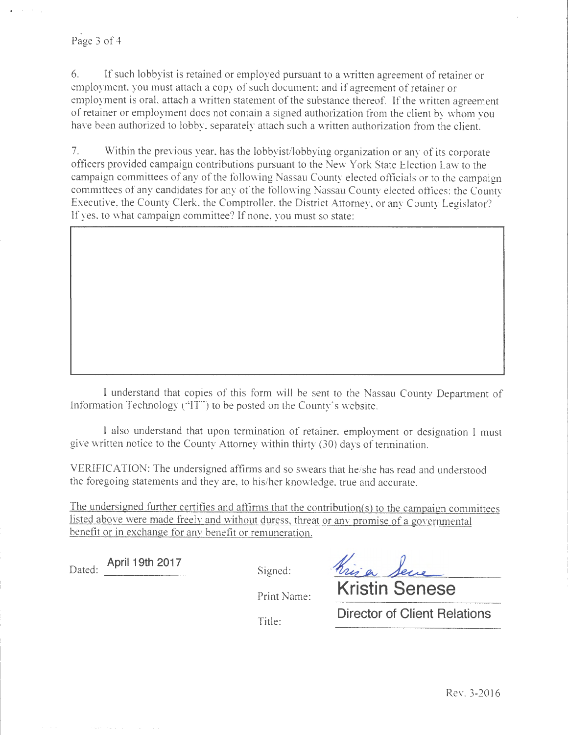6. If such lobbyist is retained or employed pursuant to a written agreement of retainer or employment, you must attach a copy of such document; and if agreement of retainer or employment is oral, attach a written statement of the substance thereof. If the written agreement of retainer or employment does not contain a signed authorization from the client by whom you have been authorized to lobby, separately attach such a written authorization from the client.

7. Within the previous year, has the lobbyist/lobbying organization or any of its corporate officers provided campaign contributions pursuant to the New York State Election Law to the campaign committees of any of the following Nassau County elected officials or to the campaign committees of any candidates for any of the following Nassau County elected offices: the County Executive, the County Clerk, the Comptroller, the District Attorney, or any County Legislator? If yes, to what campaign committee? If none, you must so state:

I understand that copies of this form will be sent to the Nassau County Department of Information Technology ("IT") to be posted on the County's website.

I also understand that upon termination of retainer, employment or designation I must give written notice to the County Attorney within thirty (30) days of termination.

VERIFICATION: The undersigned affirms and so swears that he/she has read and understood the foregoing statements and they are, to his/her knowledge, true and accurate.

<u>The undersigned further certifies and affirms that the contribution(s) to the campaign committees listed above were made freely and without duress, threat or any promise of a governmental benefit or in exchange for any benefit or remuneration.</u>

Dated: April 19th 2017

Signed: Kristin Senese

Print Name: Kristin Senese

Title: Director of Client Relations

Rev. 3-2016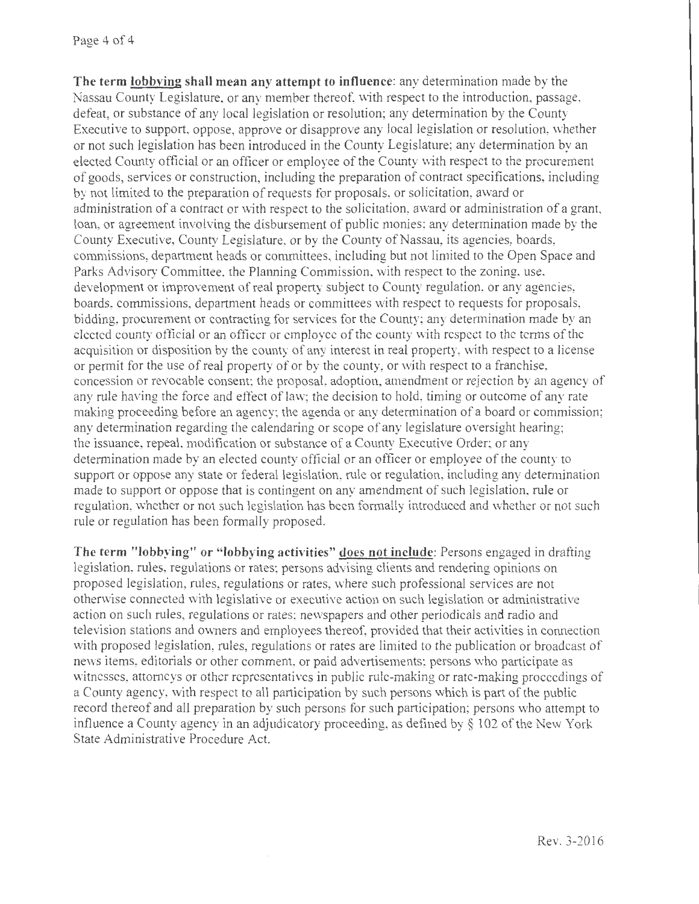**The term <u>lobbying</u> shall mean any attempt to influence**: any determination made by the Nassau County Legislature, or any member thereof, with respect to the introduction, passage, defeat, or substance of any local legislation or resolution; any determination by the County Executive to support, oppose, approve or disapprove any local legislation or resolution, whether or not such legislation has been introduced in the County Legislature; any determination by an elected County official or an officer or employee of the County with respect to the procurement of goods, services or construction, including the preparation of contract specifications, including by not limited to the preparation of requests for proposals, or solicitation, award or administration of a contract or with respect to the solicitation, award or administration of a grant, loan, or agreement involving the disbursement of public monies; any determination made by the County Executive, County Legislature, or by the County of Nassau, its agencies, boards, commissions, department heads or committees, including but not limited to the Open Space and Parks Advisory Committee, the Planning Commission, with respect to the zoning, use, development or improvement of real property subject to County regulation, or any agencies, boards, commissions, department heads or committees with respect to requests for proposals, bidding, procurement or contracting for services for the County; any determination made by an elected county official or an officer or employee of the county with respect to the terms of the acquisition or disposition by the county of any interest in real property, with respect to a license or permit for the use of real property of or by the county, or with respect to a franchise, concession or revocable consent; the proposal, adoption, amendment or rejection by an agency of any rule having the force and effect of law; the decision to hold, timing or outcome of any rate making proceeding before an agency; the agenda or any determination of a board or commission; any determination regarding the calendaring or scope of any legislature oversight hearing; the issuance, repeal, modification or substance of a County Executive Order; or any determination made by an elected county official or employee of the county to support or oppose any state or federal legislation, rule or regulation, including any determination made to support or oppose that is contingent on any amendment of such legislation, rule or regulation, whether or not such legislation has been formally introduced and whether or not such rule or regulation has been formally proposed.

**The term "lobbying" or "lobbying activities" <u>does not include</u>**: Persons engaged in drafting legislation, rules, regulations or rates; persons advising clients and rendering opinions on proposed legislation, rules, regulations or rates, where such professional services are not otherwise connected with legislative or executive action on such legislation or administrative action on such rules, regulations or rates; newspapers and other periodicals and radio and television stations and owners and employees thereof, provided that their activities in connection with proposed legislation, rules, regulations or rates are limited to the publication or broadcast of news items, editorials or other comment, or paid advertisements; persons who participate as witnesses, attorneys or other representatives in public rule-making or rate-making proceedings of a County agency, with respect to all participation by such persons which is part of the public record thereof and all preparation by such persons for such participation; persons who attempt to influence a County agency in an adjudicatory proceeding, as defined by § 102 of the New York State Administrative Procedure Act.

Rev. 3-2016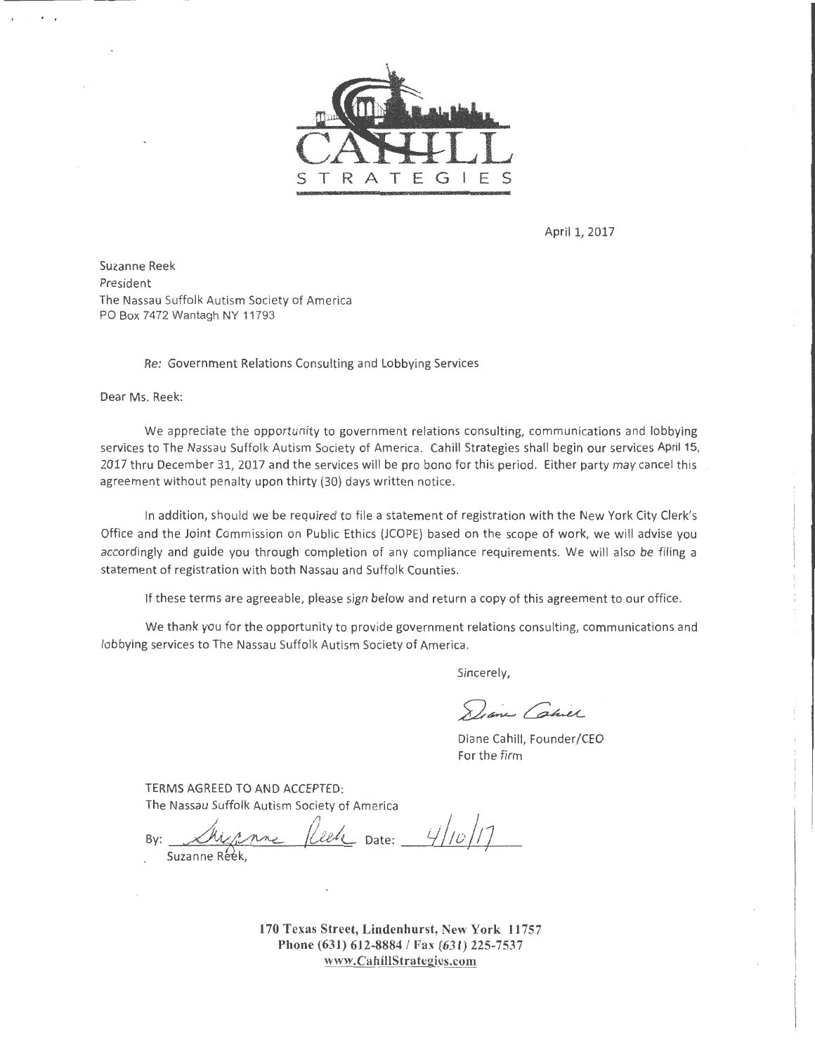CAHILL STRATEGIES

April 1, 2017

Suzanne Reek
President
The Nassau Suffolk Autism Society of America
PO Box 7472 Wantagh NY 11793

Re: Government Relations Consulting and Lobbying Services

Dear Ms. Reek:

We appreciate the opportunity to government relations consulting, communications and lobbying services to The Nassau Suffolk Autism Society of America. Cahill Strategies shall begin our services April 15, 2017 thru December 31, 2017 and the services will be pro bono for this period. Either party may cancel this agreement without penalty upon thirty (30) days written notice.

In addition, should we be required to file a statement of registration with the New York City Clerk's Office and the Joint Commission on Public Ethics (JCOPE) based on the scope of work, we will advise you accordingly and guide you through completion of any compliance requirements. We will also be filing a statement of registration with both Nassau and Suffolk Counties.

If these terms are agreeable, please sign below and return a copy of this agreement to our office.

We thank you for the opportunity to provide government relations consulting, communications and lobbying services to The Nassau Suffolk Autism Society of America.

Sincerely,

Diane Cahill

Diane Cahill, Founder/CEO
For the firm

TERMS AGREED TO AND ACCEPTED:
The Nassau Suffolk Autism Society of America

By: Suzanne Reek Date: 4/10/17

Suzanne Reek,

170 Texas Street, Lindenhurst, New York 11757
Phone (631) 612-8884 / Fax (631) 225-7537
www.CahillStrategies.com